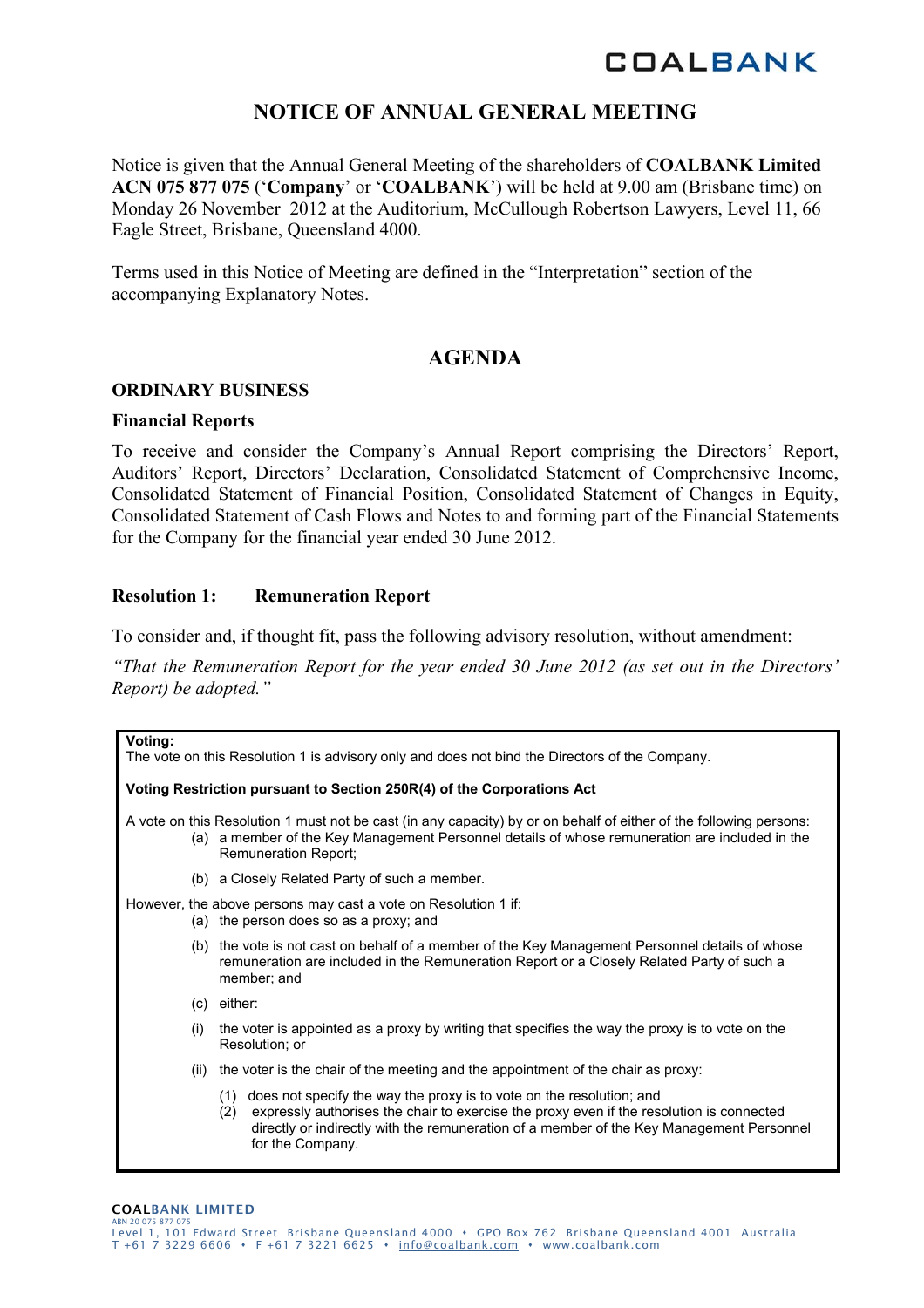# NOTICE OF ANNUAL GENERAL MEETING

Notice is given that the Annual General Meeting of the shareholders of **COALBANK Limited ACN 075 877 075** ('**Company**' or '**COALBANK**') will be held at 9.00 am (Brisbane time) on Monday 26 November 2012 at the Auditorium, McCullough Robertson Lawyers, Level 11, 66 Eagle Street, Brisbane, Queensland 4000.

Terms used in this Notice of Meeting are defined in the "Interpretation" section of the accompanying Explanatory Notes.

## AGENDA

### ORDINARY BUSINESS

**Financial Reports**

To receive and consider the Company's Annual Report comprising the Directors' Report, Auditors' Report, Directors' Declaration, Consolidated Statement of Comprehensive Income, Consolidated Statement of Financial Position, Consolidated Statement of Changes in Equity, Consolidated Statement of Cash Flows and Notes to and forming part of the Financial Statements for the Company for the financial year ended 30 June 2012.

**Resolution 1: Remuneration Report**

To consider and, if thought fit, pass the following advisory resolution, without amendment:

*"That the Remuneration Report for the year ended 30 June 2012 (as set out in the Directors' Report) be adopted."*

**Voting:**
The vote on this Resolution 1 is advisory only and does not bind the Directors of the Company.

**Voting Restriction pursuant to Section 250R(4) of the Corporations Act**

A vote on this Resolution 1 must not be cast (in any capacity) by or on behalf of either of the following persons:

(a) a member of the Key Management Personnel details of whose remuneration are included in the Remuneration Report;

(b) a Closely Related Party of such a member.

However, the above persons may cast a vote on Resolution 1 if:

(a) the person does so as a proxy; and

(b) the vote is not cast on behalf of a member of the Key Management Personnel details of whose remuneration are included in the Remuneration Report or a Closely Related Party of such a member; and

(c) either:

(i) the voter is appointed as a proxy by writing that specifies the way the proxy is to vote on the Resolution; or

(ii) the voter is the chair of the meeting and the appointment of the chair as proxy:

(1) does not specify the way the proxy is to vote on the resolution; and
(2) expressly authorises the chair to exercise the proxy even if the resolution is connected directly or indirectly with the remuneration of a member of the Key Management Personnel for the Company.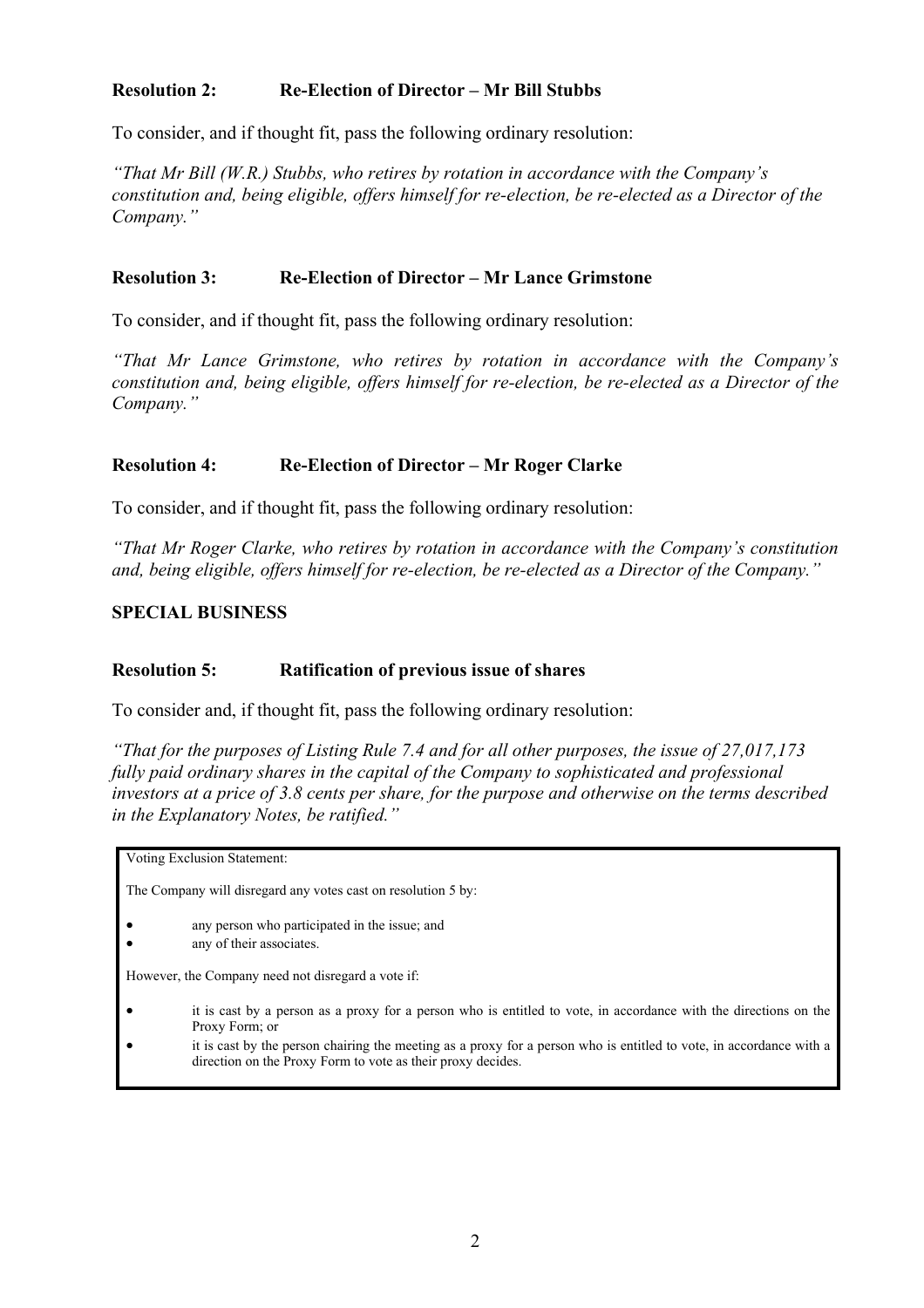### Resolution 2: Re-Election of Director – Mr Bill Stubbs

To consider, and if thought fit, pass the following ordinary resolution:

*"That Mr Bill (W.R.) Stubbs, who retires by rotation in accordance with the Company's constitution and, being eligible, offers himself for re-election, be re-elected as a Director of the Company."*

### Resolution 3: Re-Election of Director – Mr Lance Grimstone

To consider, and if thought fit, pass the following ordinary resolution:

*"That Mr Lance Grimstone, who retires by rotation in accordance with the Company's constitution and, being eligible, offers himself for re-election, be re-elected as a Director of the Company."*

### Resolution 4: Re-Election of Director – Mr Roger Clarke

To consider, and if thought fit, pass the following ordinary resolution:

*"That Mr Roger Clarke, who retires by rotation in accordance with the Company's constitution and, being eligible, offers himself for re-election, be re-elected as a Director of the Company."*

## SPECIAL BUSINESS

### Resolution 5: Ratification of previous issue of shares

To consider and, if thought fit, pass the following ordinary resolution:

*"That for the purposes of Listing Rule 7.4 and for all other purposes, the issue of 27,017,173 fully paid ordinary shares in the capital of the Company to sophisticated and professional investors at a price of 3.8 cents per share, for the purpose and otherwise on the terms described in the Explanatory Notes, be ratified."*

Voting Exclusion Statement:

The Company will disregard any votes cast on resolution 5 by:

- any person who participated in the issue; and
- any of their associates.

However, the Company need not disregard a vote if:

- it is cast by a person as a proxy for a person who is entitled to vote, in accordance with the directions on the Proxy Form; or
- it is cast by the person chairing the meeting as a proxy for a person who is entitled to vote, in accordance with a direction on the Proxy Form to vote as their proxy decides.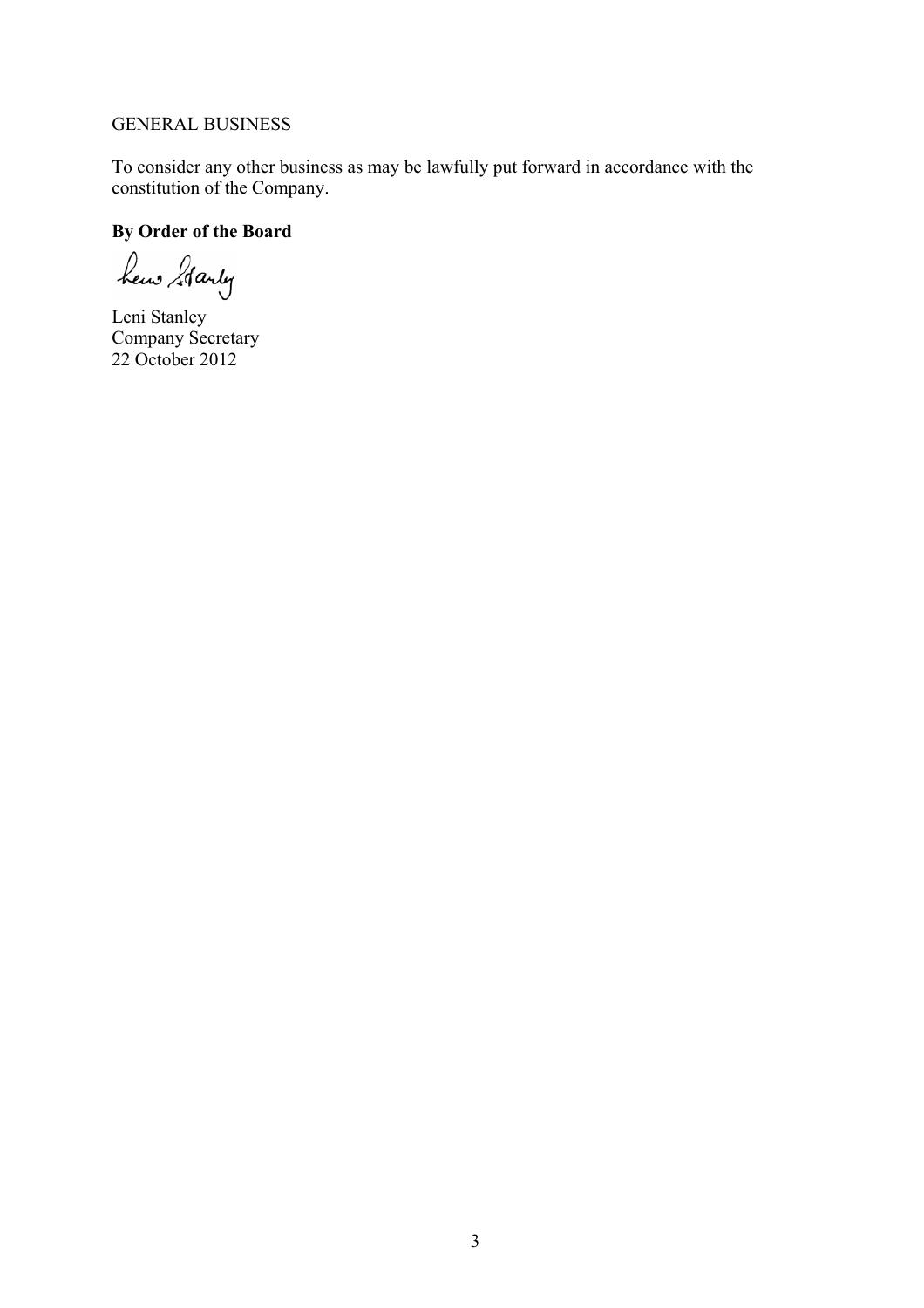GENERAL BUSINESS

To consider any other business as may be lawfully put forward in accordance with the constitution of the Company.

**By Order of the Board**

Leni Stanley
Company Secretary
22 October 2012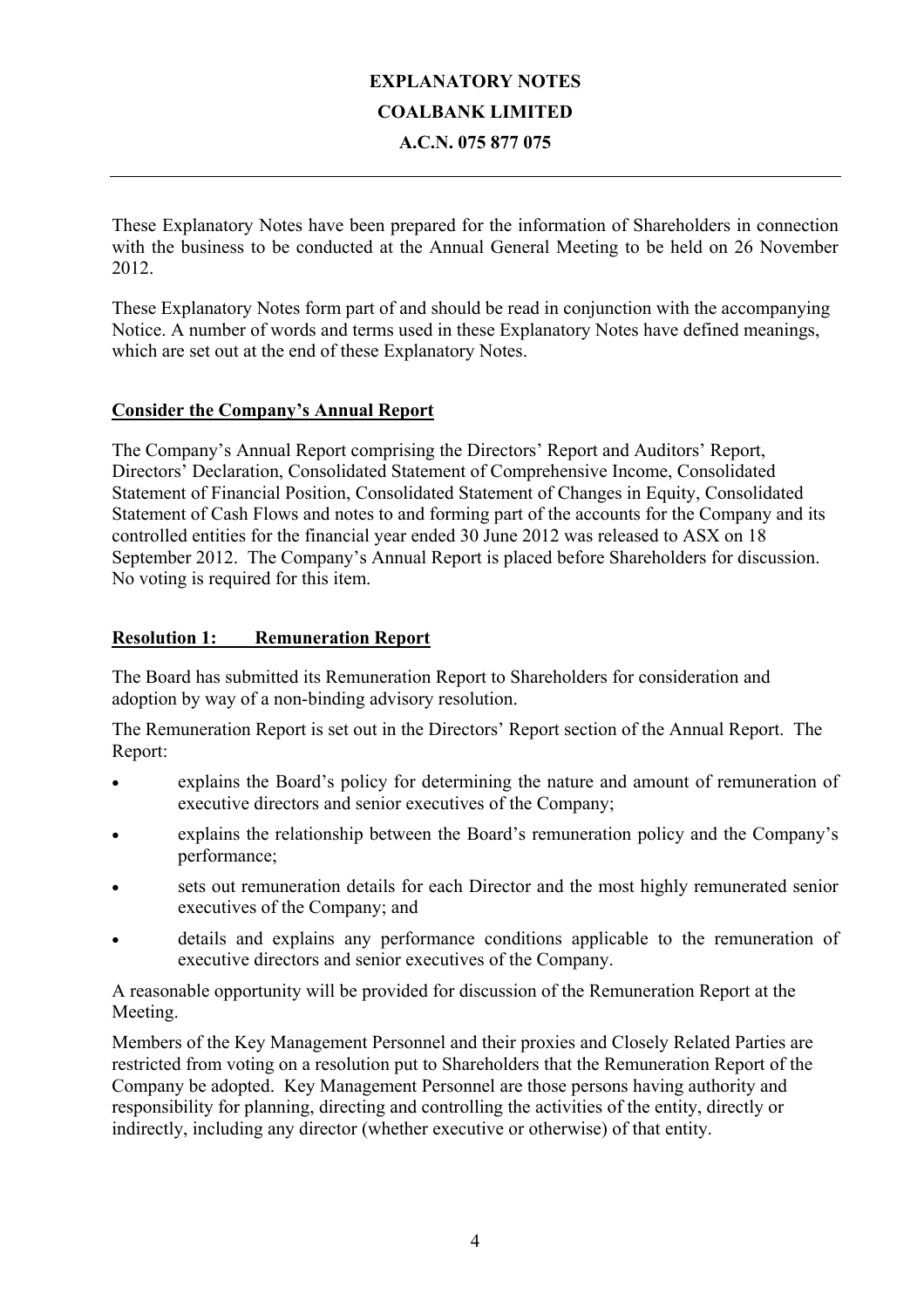# EXPLANATORY NOTES
# COALBANK LIMITED
# A.C.N. 075 877 075

---

These Explanatory Notes have been prepared for the information of Shareholders in connection with the business to be conducted at the Annual General Meeting to be held on 26 November 2012.

These Explanatory Notes form part of and should be read in conjunction with the accompanying Notice. A number of words and terms used in these Explanatory Notes have defined meanings, which are set out at the end of these Explanatory Notes.

## Consider the Company's Annual Report

The Company's Annual Report comprising the Directors' Report and Auditors' Report, Directors' Declaration, Consolidated Statement of Comprehensive Income, Consolidated Statement of Financial Position, Consolidated Statement of Changes in Equity, Consolidated Statement of Cash Flows and notes to and forming part of the accounts for the Company and its controlled entities for the financial year ended 30 June 2012 was released to ASX on 18 September 2012. The Company's Annual Report is placed before Shareholders for discussion. No voting is required for this item.

## Resolution 1: Remuneration Report

The Board has submitted its Remuneration Report to Shareholders for consideration and adoption by way of a non-binding advisory resolution.

The Remuneration Report is set out in the Directors' Report section of the Annual Report. The Report:

- explains the Board's policy for determining the nature and amount of remuneration of executive directors and senior executives of the Company;
- explains the relationship between the Board's remuneration policy and the Company's performance;
- sets out remuneration details for each Director and the most highly remunerated senior executives of the Company; and
- details and explains any performance conditions applicable to the remuneration of executive directors and senior executives of the Company.

A reasonable opportunity will be provided for discussion of the Remuneration Report at the Meeting.

Members of the Key Management Personnel and their proxies and Closely Related Parties are restricted from voting on a resolution put to Shareholders that the Remuneration Report of the Company be adopted. Key Management Personnel are those persons having authority and responsibility for planning, directing and controlling the activities of the entity, directly or indirectly, including any director (whether executive or otherwise) of that entity.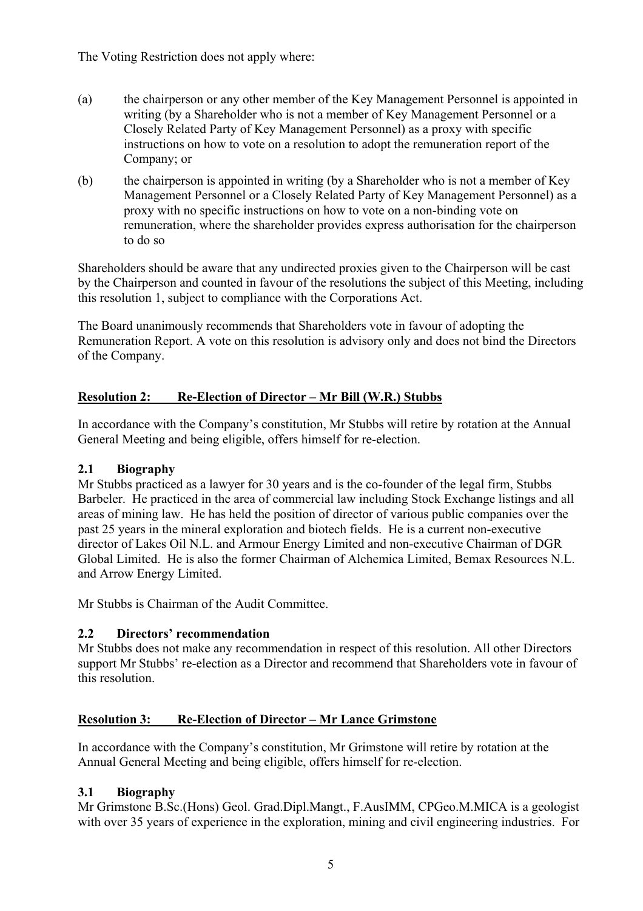The Voting Restriction does not apply where:

(a) the chairperson or any other member of the Key Management Personnel is appointed in writing (by a Shareholder who is not a member of Key Management Personnel or a Closely Related Party of Key Management Personnel) as a proxy with specific instructions on how to vote on a resolution to adopt the remuneration report of the Company; or

(b) the chairperson is appointed in writing (by a Shareholder who is not a member of Key Management Personnel or a Closely Related Party of Key Management Personnel) as a proxy with no specific instructions on how to vote on a non-binding vote on remuneration, where the shareholder provides express authorisation for the chairperson to do so

Shareholders should be aware that any undirected proxies given to the Chairperson will be cast by the Chairperson and counted in favour of the resolutions the subject of this Meeting, including this resolution 1, subject to compliance with the Corporations Act.

The Board unanimously recommends that Shareholders vote in favour of adopting the Remuneration Report. A vote on this resolution is advisory only and does not bind the Directors of the Company.

## Resolution 2: Re-Election of Director – Mr Bill (W.R.) Stubbs

In accordance with the Company's constitution, Mr Stubbs will retire by rotation at the Annual General Meeting and being eligible, offers himself for re-election.

### 2.1 Biography

Mr Stubbs practiced as a lawyer for 30 years and is the co-founder of the legal firm, Stubbs Barbeler. He practiced in the area of commercial law including Stock Exchange listings and all areas of mining law. He has held the position of director of various public companies over the past 25 years in the mineral exploration and biotech fields. He is a current non-executive director of Lakes Oil N.L. and Armour Energy Limited and non-executive Chairman of DGR Global Limited. He is also the former Chairman of Alchemica Limited, Bemax Resources N.L. and Arrow Energy Limited.

Mr Stubbs is Chairman of the Audit Committee.

### 2.2 Directors' recommendation

Mr Stubbs does not make any recommendation in respect of this resolution. All other Directors support Mr Stubbs' re-election as a Director and recommend that Shareholders vote in favour of this resolution.

## Resolution 3: Re-Election of Director – Mr Lance Grimstone

In accordance with the Company's constitution, Mr Grimstone will retire by rotation at the Annual General Meeting and being eligible, offers himself for re-election.

### 3.1 Biography

Mr Grimstone B.Sc.(Hons) Geol. Grad.Dipl.Mangt., F.AusIMM, CPGeo.M.MICA is a geologist with over 35 years of experience in the exploration, mining and civil engineering industries. For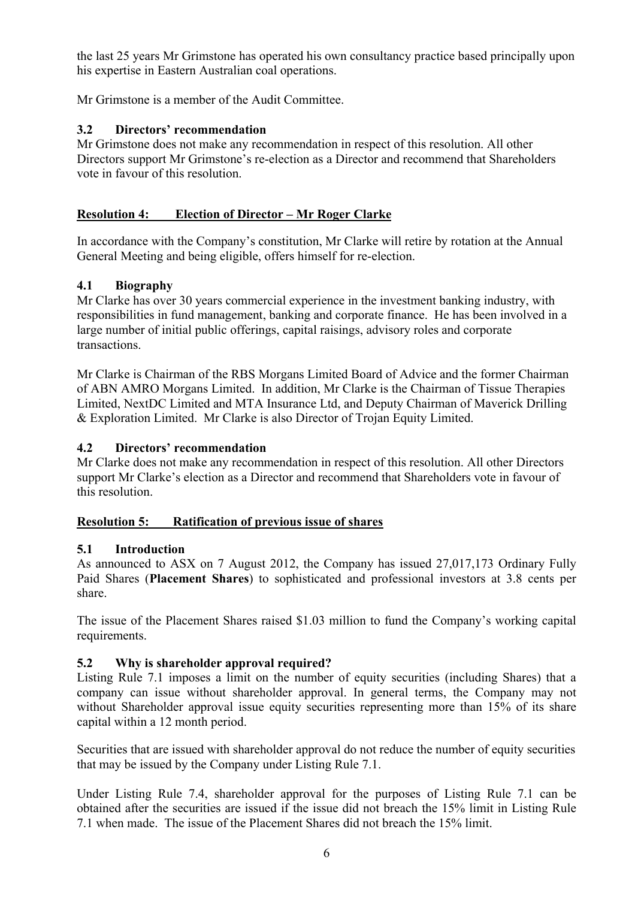the last 25 years Mr Grimstone has operated his own consultancy practice based principally upon his expertise in Eastern Australian coal operations.

Mr Grimstone is a member of the Audit Committee.

### 3.2 Directors' recommendation

Mr Grimstone does not make any recommendation in respect of this resolution. All other Directors support Mr Grimstone's re-election as a Director and recommend that Shareholders vote in favour of this resolution.

## Resolution 4: Election of Director – Mr Roger Clarke

In accordance with the Company's constitution, Mr Clarke will retire by rotation at the Annual General Meeting and being eligible, offers himself for re-election.

### 4.1 Biography

Mr Clarke has over 30 years commercial experience in the investment banking industry, with responsibilities in fund management, banking and corporate finance. He has been involved in a large number of initial public offerings, capital raisings, advisory roles and corporate transactions.

Mr Clarke is Chairman of the RBS Morgans Limited Board of Advice and the former Chairman of ABN AMRO Morgans Limited. In addition, Mr Clarke is the Chairman of Tissue Therapies Limited, NextDC Limited and MTA Insurance Ltd, and Deputy Chairman of Maverick Drilling & Exploration Limited. Mr Clarke is also Director of Trojan Equity Limited.

### 4.2 Directors' recommendation

Mr Clarke does not make any recommendation in respect of this resolution. All other Directors support Mr Clarke's election as a Director and recommend that Shareholders vote in favour of this resolution.

## Resolution 5: Ratification of previous issue of shares

### 5.1 Introduction

As announced to ASX on 7 August 2012, the Company has issued 27,017,173 Ordinary Fully Paid Shares (**Placement Shares**) to sophisticated and professional investors at 3.8 cents per share.

The issue of the Placement Shares raised $1.03 million to fund the Company's working capital requirements.

### 5.2 Why is shareholder approval required?

Listing Rule 7.1 imposes a limit on the number of equity securities (including Shares) that a company can issue without shareholder approval. In general terms, the Company may not without Shareholder approval issue equity securities representing more than 15% of its share capital within a 12 month period.

Securities that are issued with shareholder approval do not reduce the number of equity securities that may be issued by the Company under Listing Rule 7.1.

Under Listing Rule 7.4, shareholder approval for the purposes of Listing Rule 7.1 can be obtained after the securities are issued if the issue did not breach the 15% limit in Listing Rule 7.1 when made. The issue of the Placement Shares did not breach the 15% limit.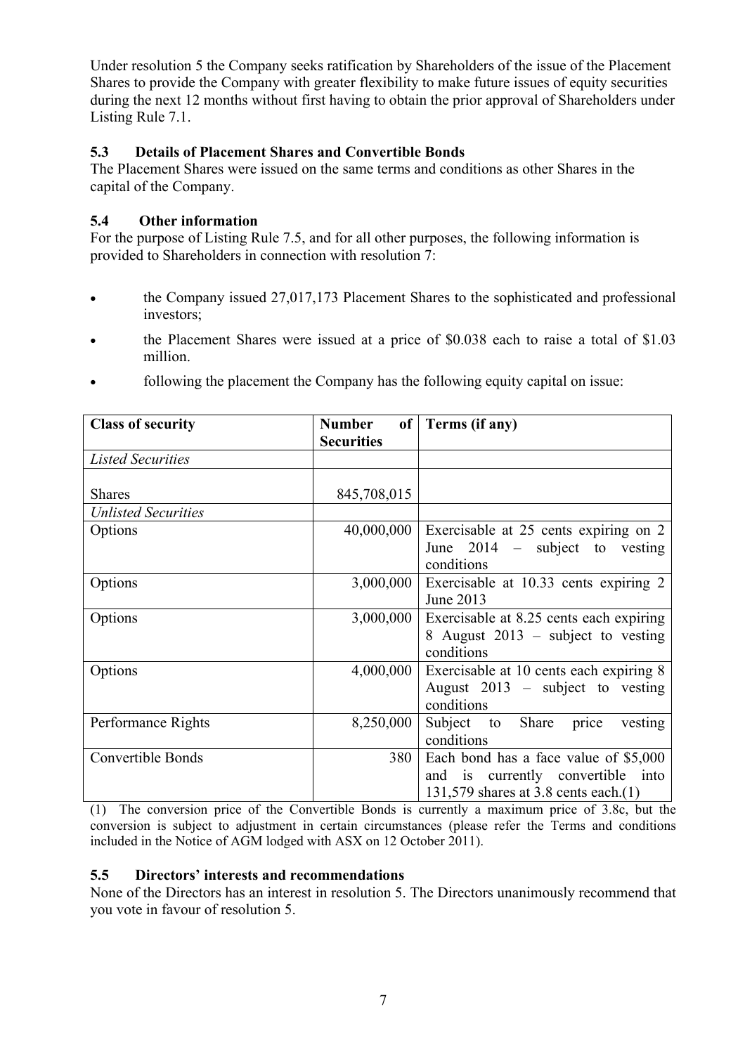Under resolution 5 the Company seeks ratification by Shareholders of the issue of the Placement Shares to provide the Company with greater flexibility to make future issues of equity securities during the next 12 months without first having to obtain the prior approval of Shareholders under Listing Rule 7.1.

### 5.3 Details of Placement Shares and Convertible Bonds

The Placement Shares were issued on the same terms and conditions as other Shares in the capital of the Company.

### 5.4 Other information

For the purpose of Listing Rule 7.5, and for all other purposes, the following information is provided to Shareholders in connection with resolution 7:

- the Company issued 27,017,173 Placement Shares to the sophisticated and professional investors;
- the Placement Shares were issued at a price of $0.038 each to raise a total of $1.03 million.
- following the placement the Company has the following equity capital on issue:

| Class of security | Number of Securities | Terms (if any) |
|---|---|---|
| *Listed Securities* | | |
| Shares | 845,708,015 | |
| *Unlisted Securities* | | |
| Options | 40,000,000 | Exercisable at 25 cents expiring on 2 June 2014 – subject to vesting conditions |
| Options | 3,000,000 | Exercisable at 10.33 cents expiring 2 June 2013 |
| Options | 3,000,000 | Exercisable at 8.25 cents each expiring 8 August 2013 – subject to vesting conditions |
| Options | 4,000,000 | Exercisable at 10 cents each expiring 8 August 2013 – subject to vesting conditions |
| Performance Rights | 8,250,000 | Subject to Share price vesting conditions |
| Convertible Bonds | 380 | Each bond has a face value of $5,000 and is currently convertible into 131,579 shares at 3.8 cents each.(1) |

(1) The conversion price of the Convertible Bonds is currently a maximum price of 3.8c, but the conversion is subject to adjustment in certain circumstances (please refer the Terms and conditions included in the Notice of AGM lodged with ASX on 12 October 2011).

### 5.5 Directors' interests and recommendations

None of the Directors has an interest in resolution 5. The Directors unanimously recommend that you vote in favour of resolution 5.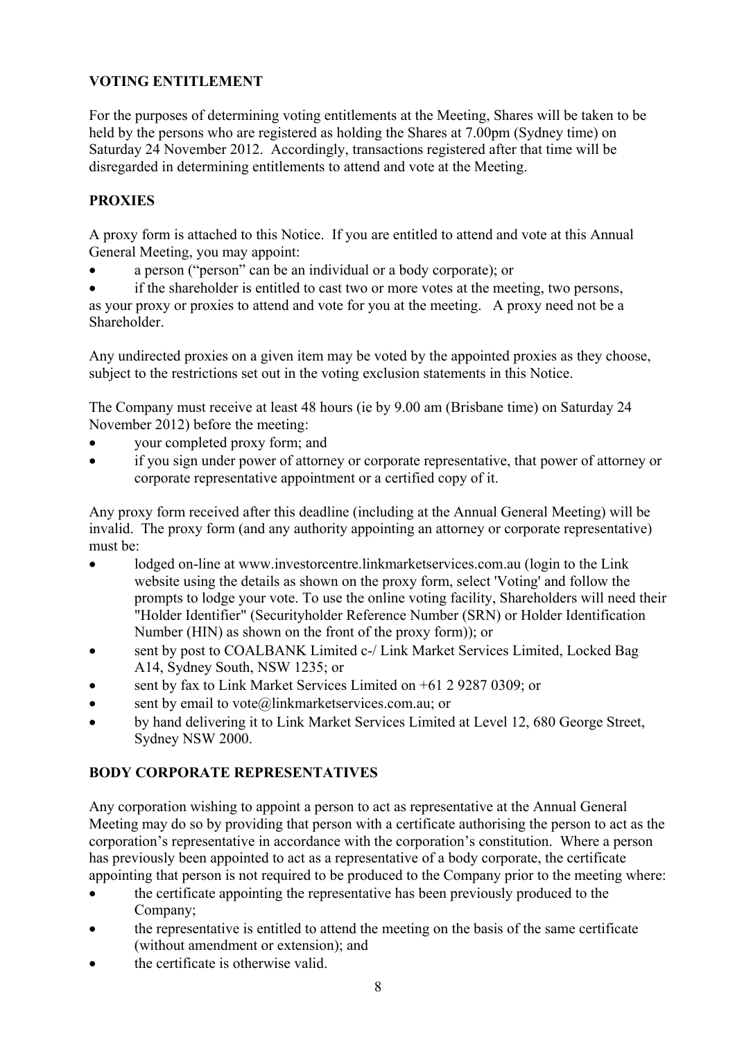## VOTING ENTITLEMENT

For the purposes of determining voting entitlements at the Meeting, Shares will be taken to be held by the persons who are registered as holding the Shares at 7.00pm (Sydney time) on Saturday 24 November 2012. Accordingly, transactions registered after that time will be disregarded in determining entitlements to attend and vote at the Meeting.

## PROXIES

A proxy form is attached to this Notice. If you are entitled to attend and vote at this Annual General Meeting, you may appoint:

- a person ("person" can be an individual or a body corporate); or
- if the shareholder is entitled to cast two or more votes at the meeting, two persons,

as your proxy or proxies to attend and vote for you at the meeting. A proxy need not be a Shareholder.

Any undirected proxies on a given item may be voted by the appointed proxies as they choose, subject to the restrictions set out in the voting exclusion statements in this Notice.

The Company must receive at least 48 hours (ie by 9.00 am (Brisbane time) on Saturday 24 November 2012) before the meeting:

- your completed proxy form; and
- if you sign under power of attorney or corporate representative, that power of attorney or corporate representative appointment or a certified copy of it.

Any proxy form received after this deadline (including at the Annual General Meeting) will be invalid. The proxy form (and any authority appointing an attorney or corporate representative) must be:

- lodged on-line at www.investorcentre.linkmarketservices.com.au (login to the Link website using the details as shown on the proxy form, select 'Voting' and follow the prompts to lodge your vote. To use the online voting facility, Shareholders will need their "Holder Identifier" (Securityholder Reference Number (SRN) or Holder Identification Number (HIN) as shown on the front of the proxy form)); or
- sent by post to COALBANK Limited c-/ Link Market Services Limited, Locked Bag A14, Sydney South, NSW 1235; or
- sent by fax to Link Market Services Limited on +61 2 9287 0309; or
- sent by email to vote@linkmarketservices.com.au; or
- by hand delivering it to Link Market Services Limited at Level 12, 680 George Street, Sydney NSW 2000.

## BODY CORPORATE REPRESENTATIVES

Any corporation wishing to appoint a person to act as representative at the Annual General Meeting may do so by providing that person with a certificate authorising the person to act as the corporation's representative in accordance with the corporation's constitution. Where a person has previously been appointed to act as a representative of a body corporate, the certificate appointing that person is not required to be produced to the Company prior to the meeting where:

- the certificate appointing the representative has been previously produced to the Company;
- the representative is entitled to attend the meeting on the basis of the same certificate (without amendment or extension); and
- the certificate is otherwise valid.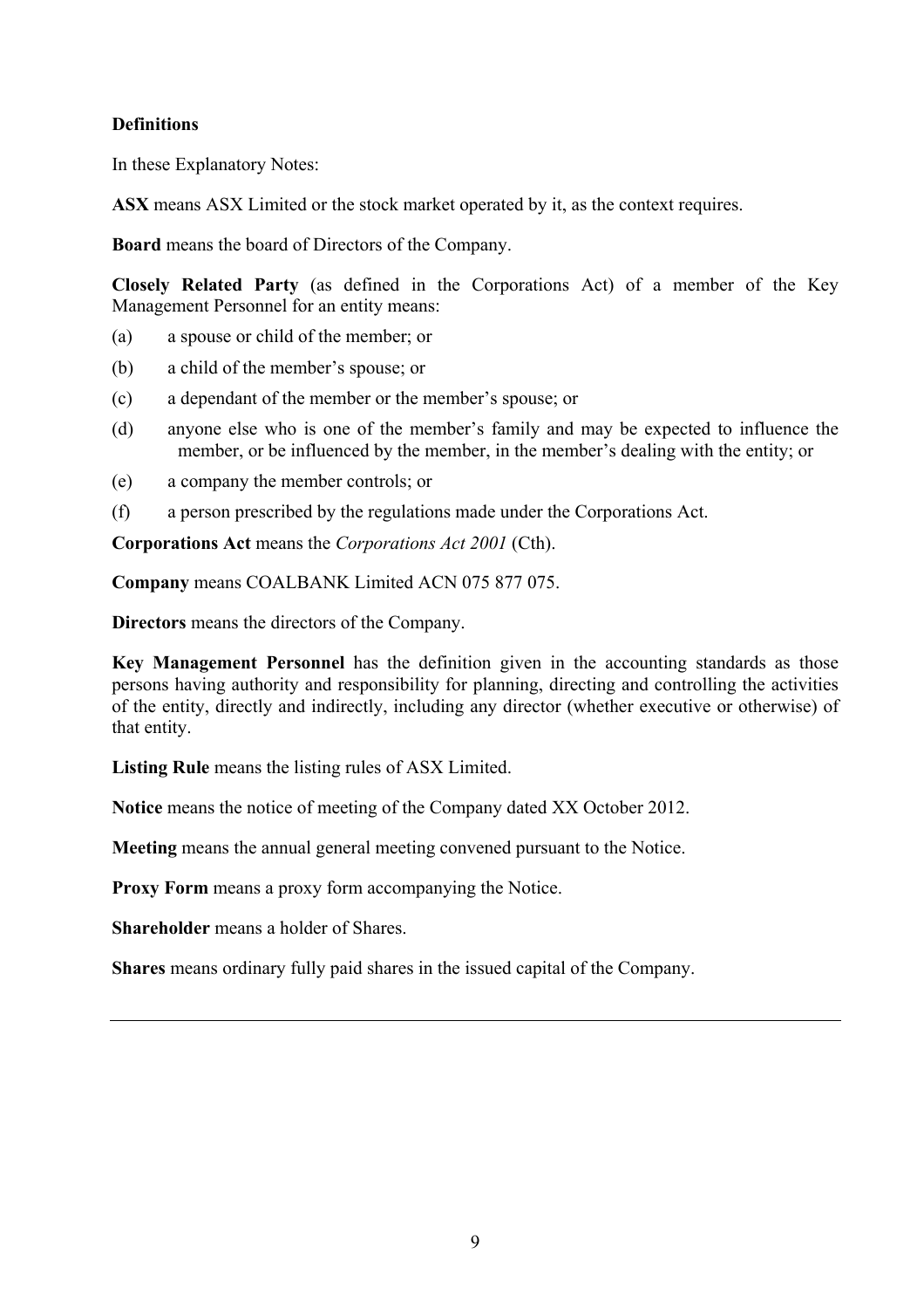**Definitions**

In these Explanatory Notes:

**ASX** means ASX Limited or the stock market operated by it, as the context requires.

**Board** means the board of Directors of the Company.

**Closely Related Party** (as defined in the Corporations Act) of a member of the Key Management Personnel for an entity means:

(a) a spouse or child of the member; or

(b) a child of the member's spouse; or

(c) a dependant of the member or the member's spouse; or

(d) anyone else who is one of the member's family and may be expected to influence the member, or be influenced by the member, in the member's dealing with the entity; or

(e) a company the member controls; or

(f) a person prescribed by the regulations made under the Corporations Act.

**Corporations Act** means the *Corporations Act 2001* (Cth).

**Company** means COALBANK Limited ACN 075 877 075.

**Directors** means the directors of the Company.

**Key Management Personnel** has the definition given in the accounting standards as those persons having authority and responsibility for planning, directing and controlling the activities of the entity, directly and indirectly, including any director (whether executive or otherwise) of that entity.

**Listing Rule** means the listing rules of ASX Limited.

**Notice** means the notice of meeting of the Company dated XX October 2012.

**Meeting** means the annual general meeting convened pursuant to the Notice.

**Proxy Form** means a proxy form accompanying the Notice.

**Shareholder** means a holder of Shares.

**Shares** means ordinary fully paid shares in the issued capital of the Company.

---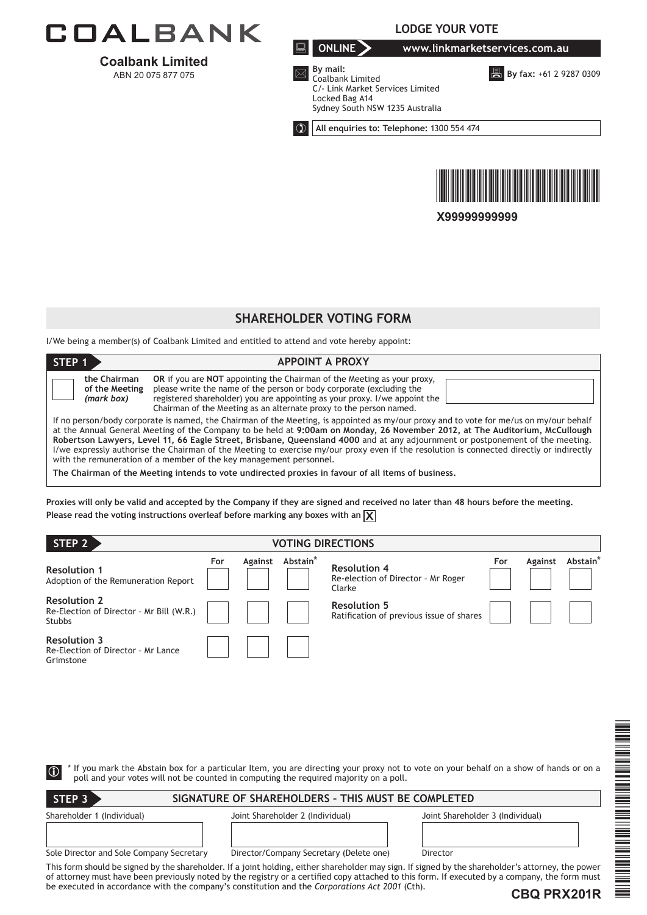# COALBANK

**Coalbank Limited**
ABN 20 075 877 075

## LODGE YOUR VOTE

**ONLINE** www.linkmarketservices.com.au

**By mail:**
Coalbank Limited
C/- Link Market Services Limited
Locked Bag A14
Sydney South NSW 1235 Australia

**By fax:** +61 2 9287 0309

**All enquiries to: Telephone:** 1300 554 474

X99999999999

## SHAREHOLDER VOTING FORM

I/We being a member(s) of Coalbank Limited and entitled to attend and vote hereby appoint:

### STEP 1 APPOINT A PROXY

☐ **the Chairman of the Meeting** *(mark box)*

**OR** if you are **NOT** appointing the Chairman of the Meeting as your proxy, please write the name of the person or body corporate (excluding the registered shareholder) you are appointing as your proxy. I/we appoint the Chairman of the Meeting as an alternate proxy to the person named.

If no person/body corporate is named, the Chairman of the Meeting, is appointed as my/our proxy and to vote for me/us on my/our behalf at the Annual General Meeting of the Company to be held at **9:00am on Monday, 26 November 2012, at The Auditorium, McCullough Robertson Lawyers, Level 11, 66 Eagle Street, Brisbane, Queensland 4000** and at any adjournment or postponement of the meeting. I/we expressly authorise the Chairman of the Meeting to exercise my/our proxy even if the resolution is connected directly or indirectly with the remuneration of a member of the key management personnel.

**The Chairman of the Meeting intends to vote undirected proxies in favour of all items of business.**

**Proxies will only be valid and accepted by the Company if they are signed and received no later than 48 hours before the meeting.**

**Please read the voting instructions overleaf before marking any boxes with an ☒**

### STEP 2 VOTING DIRECTIONS

| Resolution | For | Against | Abstain* |
|---|---|---|---|
| **Resolution 1** Adoption of the Remuneration Report | ☐ | ☐ | ☐ |
| **Resolution 2** Re-Election of Director – Mr Bill (W.R.) Stubbs | ☐ | ☐ | ☐ |
| **Resolution 3** Re-Election of Director – Mr Lance Grimstone | ☐ | ☐ | ☐ |
| **Resolution 4** Re-election of Director – Mr Roger Clarke | ☐ | ☐ | ☐ |
| **Resolution 5** Ratification of previous issue of shares | ☐ | ☐ | ☐ |

\* If you mark the Abstain box for a particular Item, you are directing your proxy not to vote on your behalf on a show of hands or on a poll and your votes will not be counted in computing the required majority on a poll.

### STEP 3 SIGNATURE OF SHAREHOLDERS – THIS MUST BE COMPLETED

| Shareholder 1 (Individual) | Joint Shareholder 2 (Individual) | Joint Shareholder 3 (Individual) |
|---|---|---|
| | | |
| Sole Director and Sole Company Secretary | Director/Company Secretary (Delete one) | Director |

This form should be signed by the shareholder. If a joint holding, either shareholder may sign. If signed by the shareholder's attorney, the power of attorney must have been previously noted by the registry or a certified copy attached to this form. If executed by a company, the form must be executed in accordance with the company's constitution and the *Corporations Act 2001* (Cth).

**CBQ PRX201R**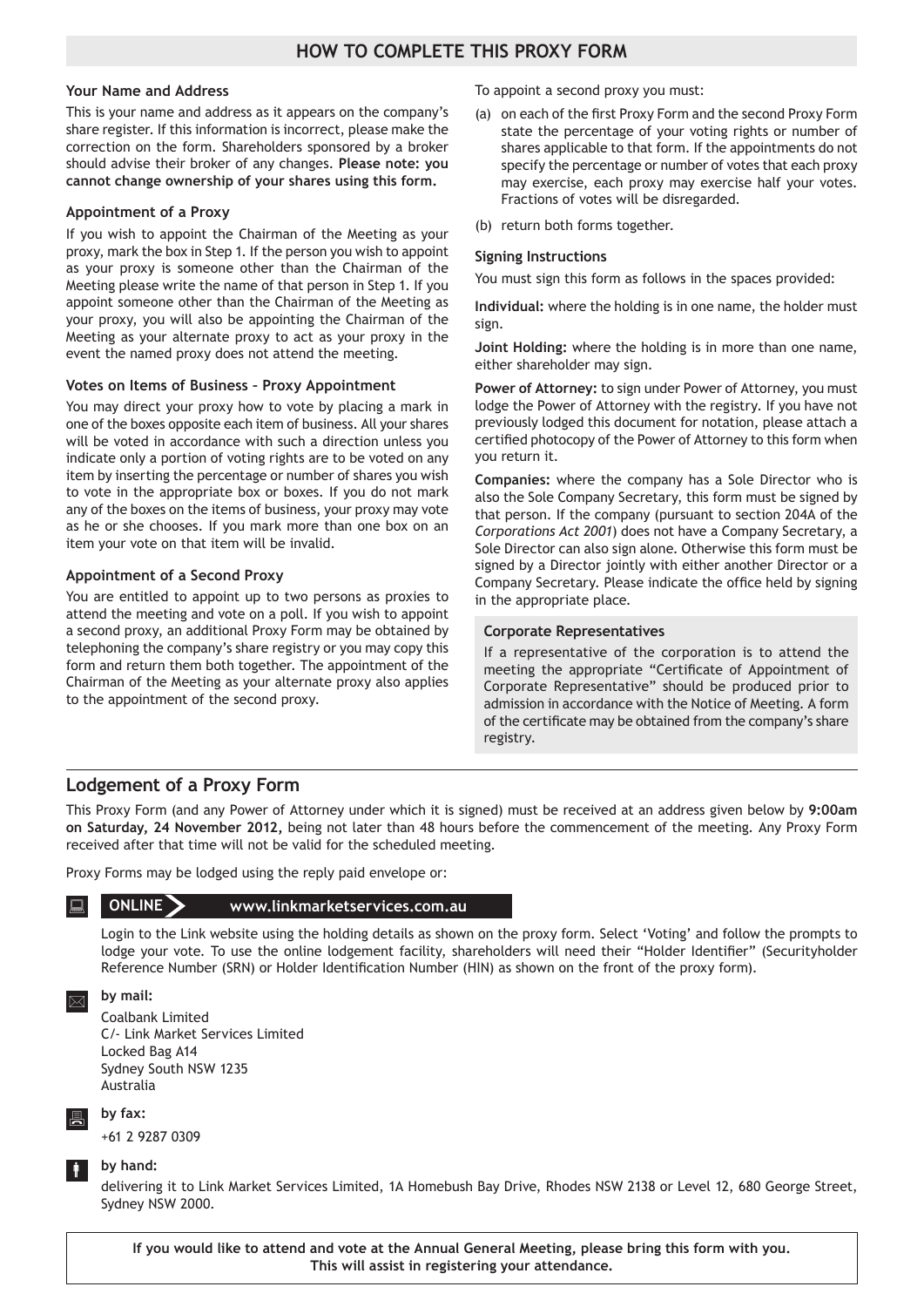## HOW TO COMPLETE THIS PROXY FORM

### Your Name and Address

This is your name and address as it appears on the company's share register. If this information is incorrect, please make the correction on the form. Shareholders sponsored by a broker should advise their broker of any changes. **Please note: you cannot change ownership of your shares using this form.**

### Appointment of a Proxy

If you wish to appoint the Chairman of the Meeting as your proxy, mark the box in Step 1. If the person you wish to appoint as your proxy is someone other than the Chairman of the Meeting please write the name of that person in Step 1. If you appoint someone other than the Chairman of the Meeting as your proxy, you will also be appointing the Chairman of the Meeting as your alternate proxy to act as your proxy in the event the named proxy does not attend the meeting.

### Votes on Items of Business – Proxy Appointment

You may direct your proxy how to vote by placing a mark in one of the boxes opposite each item of business. All your shares will be voted in accordance with such a direction unless you indicate only a portion of voting rights are to be voted on any item by inserting the percentage or number of shares you wish to vote in the appropriate box or boxes. If you do not mark any of the boxes on the items of business, your proxy may vote as he or she chooses. If you mark more than one box on an item your vote on that item will be invalid.

### Appointment of a Second Proxy

You are entitled to appoint up to two persons as proxies to attend the meeting and vote on a poll. If you wish to appoint a second proxy, an additional Proxy Form may be obtained by telephoning the company's share registry or you may copy this form and return them both together. The appointment of the Chairman of the Meeting as your alternate proxy also applies to the appointment of the second proxy.

To appoint a second proxy you must:

(a) on each of the first Proxy Form and the second Proxy Form state the percentage of your voting rights or number of shares applicable to that form. If the appointments do not specify the percentage or number of votes that each proxy may exercise, each proxy may exercise half your votes. Fractions of votes will be disregarded.

(b) return both forms together.

### Signing Instructions

You must sign this form as follows in the spaces provided:

**Individual:** where the holding is in one name, the holder must sign.

**Joint Holding:** where the holding is in more than one name, either shareholder may sign.

**Power of Attorney:** to sign under Power of Attorney, you must lodge the Power of Attorney with the registry. If you have not previously lodged this document for notation, please attach a certified photocopy of the Power of Attorney to this form when you return it.

**Companies:** where the company has a Sole Director who is also the Sole Company Secretary, this form must be signed by that person. If the company (pursuant to section 204A of the *Corporations Act 2001*) does not have a Company Secretary, a Sole Director can also sign alone. Otherwise this form must be signed by a Director jointly with either another Director or a Company Secretary. Please indicate the office held by signing in the appropriate place.

### Corporate Representatives

If a representative of the corporation is to attend the meeting the appropriate "Certificate of Appointment of Corporate Representative" should be produced prior to admission in accordance with the Notice of Meeting. A form of the certificate may be obtained from the company's share registry.

## Lodgement of a Proxy Form

This Proxy Form (and any Power of Attorney under which it is signed) must be received at an address given below by **9:00am on Saturday, 24 November 2012,** being not later than 48 hours before the commencement of the meeting. Any Proxy Form received after that time will not be valid for the scheduled meeting.

Proxy Forms may be lodged using the reply paid envelope or:

**ONLINE** **www.linkmarketservices.com.au**

Login to the Link website using the holding details as shown on the proxy form. Select 'Voting' and follow the prompts to lodge your vote. To use the online lodgement facility, shareholders will need their "Holder Identifier" (Securityholder Reference Number (SRN) or Holder Identification Number (HIN) as shown on the front of the proxy form).

**by mail:**

Coalbank Limited
C/- Link Market Services Limited
Locked Bag A14
Sydney South NSW 1235
Australia

**by fax:**

+61 2 9287 0309

**by hand:**

delivering it to Link Market Services Limited, 1A Homebush Bay Drive, Rhodes NSW 2138 or Level 12, 680 George Street, Sydney NSW 2000.

**If you would like to attend and vote at the Annual General Meeting, please bring this form with you. This will assist in registering your attendance.**